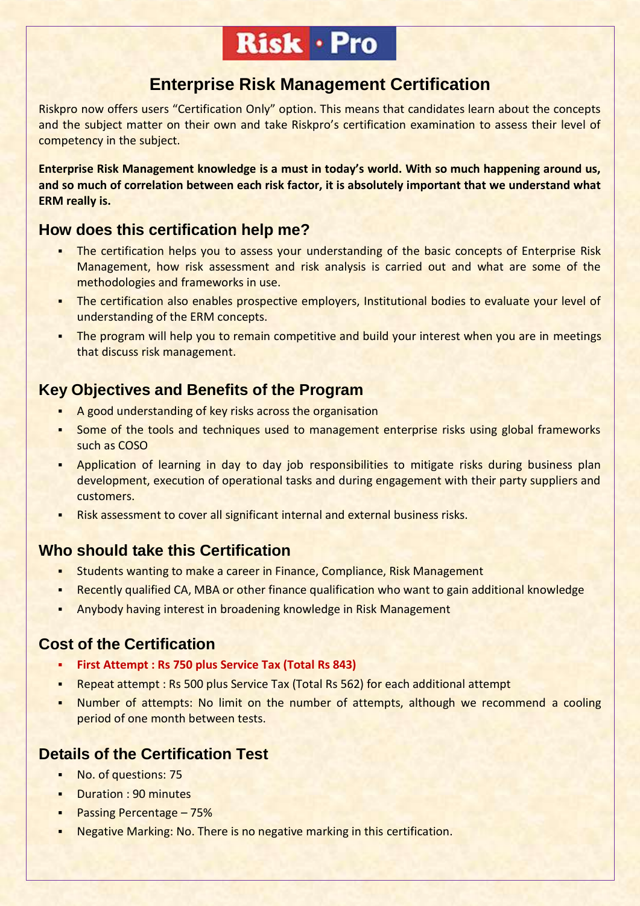# Risk · Pro

## Enterprise Risk Management Certification

Riskpro now offers users "Certification Only" option. This means that candidates learn about the concepts and the subject matter on their own and take Riskpro's certification examination to assess their level of competency in the subject.

**Enterprise Risk Management knowledge is a must in today's world. With so much happening around us, and so much of correlation between each risk factor, it is absolutely important that we understand what ERM really is.**

### How does this certification help me?

- The certification helps you to assess your understanding of the basic concepts of Enterprise Risk Management, how risk assessment and risk analysis is carried out and what are some of the methodologies and frameworks in use.
- The certification also enables prospective employers, Institutional bodies to evaluate your level of understanding of the ERM concepts.
- The program will help you to remain competitive and build your interest when you are in meetings that discuss risk management.

### Key Objectives and Benefits of the Program

- A good understanding of key risks across the organisation
- Some of the tools and techniques used to management enterprise risks using global frameworks such as COSO
- Application of learning in day to day job responsibilities to mitigate risks during business plan development, execution of operational tasks and during engagement with their party suppliers and customers.
- Risk assessment to cover all significant internal and external business risks.

### Who should take this Certification

- Students wanting to make a career in Finance, Compliance, Risk Management
- Recently qualified CA, MBA or other finance qualification who want to gain additional knowledge
- Anybody having interest in broadening knowledge in Risk Management

### Cost of the Certification

- **First Attempt : Rs 750 plus Service Tax (Total Rs 843)**
- Repeat attempt : Rs 500 plus Service Tax (Total Rs 562) for each additional attempt
- Number of attempts: No limit on the number of attempts, although we recommend a cooling period of one month between tests.

### Details of the Certification Test

- No. of questions: 75
- Duration : 90 minutes
- Passing Percentage – 75%
- Negative Marking: No. There is no negative marking in this certification.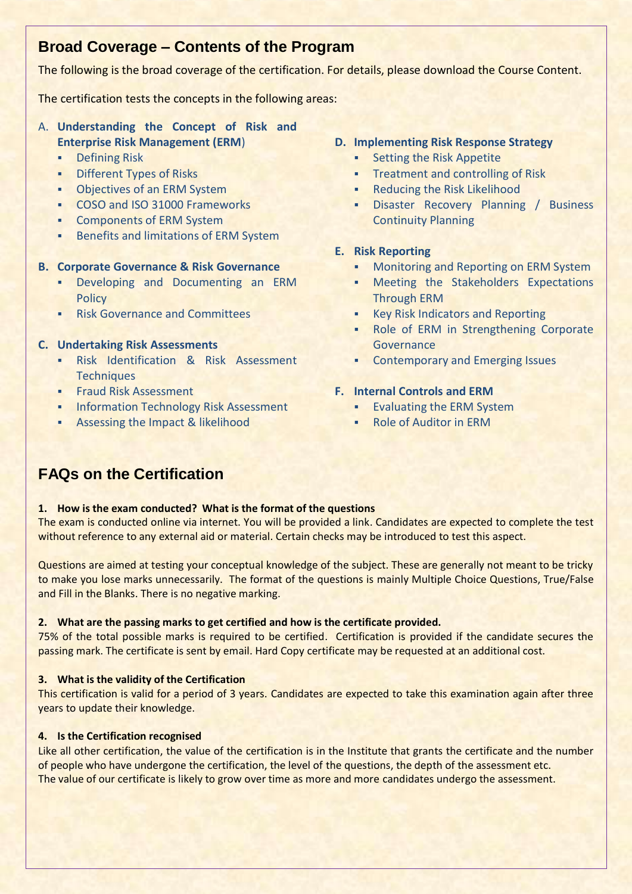## Broad Coverage – Contents of the Program

The following is the broad coverage of the certification. For details, please download the Course Content.

The certification tests the concepts in the following areas:

A. **Understanding the Concept of Risk and Enterprise Risk Management (ERM)**
   - Defining Risk
   - Different Types of Risks
   - Objectives of an ERM System
   - COSO and ISO 31000 Frameworks
   - Components of ERM System
   - Benefits and limitations of ERM System

B. **Corporate Governance & Risk Governance**
   - Developing and Documenting an ERM Policy
   - Risk Governance and Committees

C. **Undertaking Risk Assessments**
   - Risk Identification & Risk Assessment Techniques
   - Fraud Risk Assessment
   - Information Technology Risk Assessment
   - Assessing the Impact & likelihood

D. **Implementing Risk Response Strategy**
   - Setting the Risk Appetite
   - Treatment and controlling of Risk
   - Reducing the Risk Likelihood
   - Disaster Recovery Planning / Business Continuity Planning

E. **Risk Reporting**
   - Monitoring and Reporting on ERM System
   - Meeting the Stakeholders Expectations Through ERM
   - Key Risk Indicators and Reporting
   - Role of ERM in Strengthening Corporate Governance
   - Contemporary and Emerging Issues

F. **Internal Controls and ERM**
   - Evaluating the ERM System
   - Role of Auditor in ERM

## FAQs on the Certification

**1. How is the exam conducted? What is the format of the questions**

The exam is conducted online via internet. You will be provided a link. Candidates are expected to complete the test without reference to any external aid or material. Certain checks may be introduced to test this aspect.

Questions are aimed at testing your conceptual knowledge of the subject. These are generally not meant to be tricky to make you lose marks unnecessarily. The format of the questions is mainly Multiple Choice Questions, True/False and Fill in the Blanks. There is no negative marking.

**2. What are the passing marks to get certified and how is the certificate provided.**

75% of the total possible marks is required to be certified. Certification is provided if the candidate secures the passing mark. The certificate is sent by email. Hard Copy certificate may be requested at an additional cost.

**3. What is the validity of the Certification**

This certification is valid for a period of 3 years. Candidates are expected to take this examination again after three years to update their knowledge.

**4. Is the Certification recognised**

Like all other certification, the value of the certification is in the Institute that grants the certificate and the number of people who have undergone the certification, the level of the questions, the depth of the assessment etc.
The value of our certificate is likely to grow over time as more and more candidates undergo the assessment.